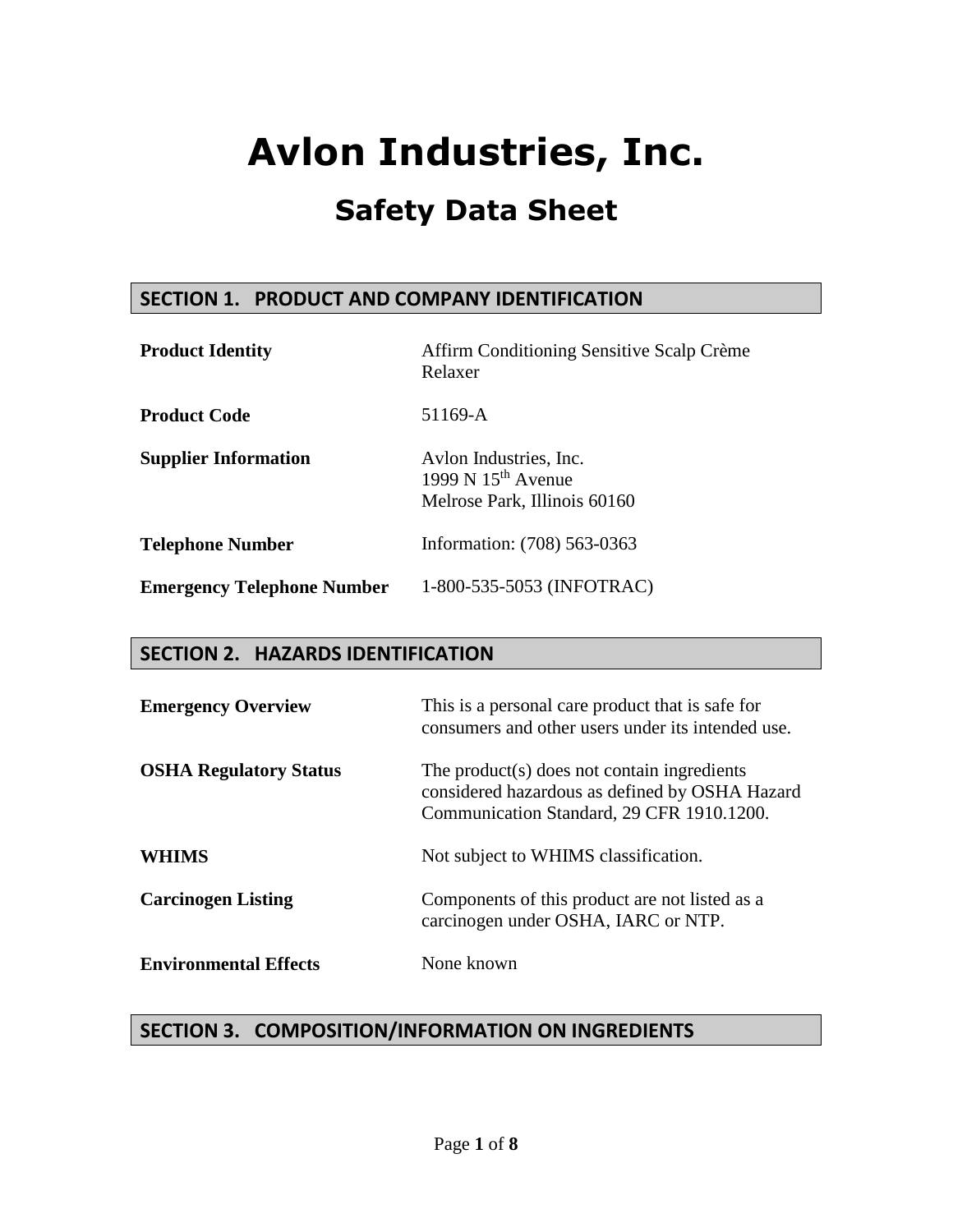# Avlon Industries, Inc.

## Safety Data Sheet

### SECTION 1. PRODUCT AND COMPANY IDENTIFICATION

| | |
|---|---|
| **Product Identity** | Affirm Conditioning Sensitive Scalp Crème Relaxer |
| **Product Code** | 51169-A |
| **Supplier Information** | Avlon Industries, Inc.<br>1999 N 15th Avenue<br>Melrose Park, Illinois 60160 |
| **Telephone Number** | Information: (708) 563-0363 |
| **Emergency Telephone Number** | 1-800-535-5053 (INFOTRAC) |

### SECTION 2. HAZARDS IDENTIFICATION

| | |
|---|---|
| **Emergency Overview** | This is a personal care product that is safe for consumers and other users under its intended use. |
| **OSHA Regulatory Status** | The product(s) does not contain ingredients considered hazardous as defined by OSHA Hazard Communication Standard, 29 CFR 1910.1200. |
| **WHIMS** | Not subject to WHIMS classification. |
| **Carcinogen Listing** | Components of this product are not listed as a carcinogen under OSHA, IARC or NTP. |
| **Environmental Effects** | None known |

### SECTION 3. COMPOSITION/INFORMATION ON INGREDIENTS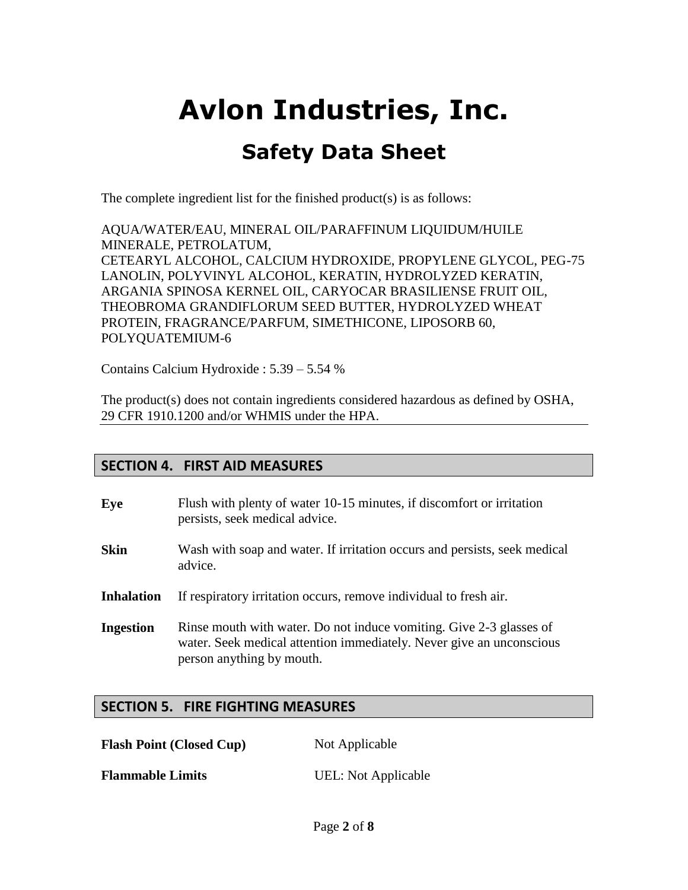# Avlon Industries, Inc.

## Safety Data Sheet

The complete ingredient list for the finished product(s) is as follows:

AQUA/WATER/EAU, MINERAL OIL/PARAFFINUM LIQUIDUM/HUILE MINERALE, PETROLATUM, CETEARYL ALCOHOL, CALCIUM HYDROXIDE, PROPYLENE GLYCOL, PEG-75 LANOLIN, POLYVINYL ALCOHOL, KERATIN, HYDROLYZED KERATIN, ARGANIA SPINOSA KERNEL OIL, CARYOCAR BRASILIENSE FRUIT OIL, THEOBROMA GRANDIFLORUM SEED BUTTER, HYDROLYZED WHEAT PROTEIN, FRAGRANCE/PARFUM, SIMETHICONE, LIPOSORB 60, POLYQUATEMIUM-6

Contains Calcium Hydroxide : 5.39 – 5.54 %

The product(s) does not contain ingredients considered hazardous as defined by OSHA, 29 CFR 1910.1200 and/or WHMIS under the HPA.

## SECTION 4. FIRST AID MEASURES

**Eye** Flush with plenty of water 10-15 minutes, if discomfort or irritation persists, seek medical advice.

**Skin** Wash with soap and water. If irritation occurs and persists, seek medical advice.

**Inhalation** If respiratory irritation occurs, remove individual to fresh air.

**Ingestion** Rinse mouth with water. Do not induce vomiting. Give 2-3 glasses of water. Seek medical attention immediately. Never give an unconscious person anything by mouth.

## SECTION 5. FIRE FIGHTING MEASURES

**Flash Point (Closed Cup)** Not Applicable

**Flammable Limits** UEL: Not Applicable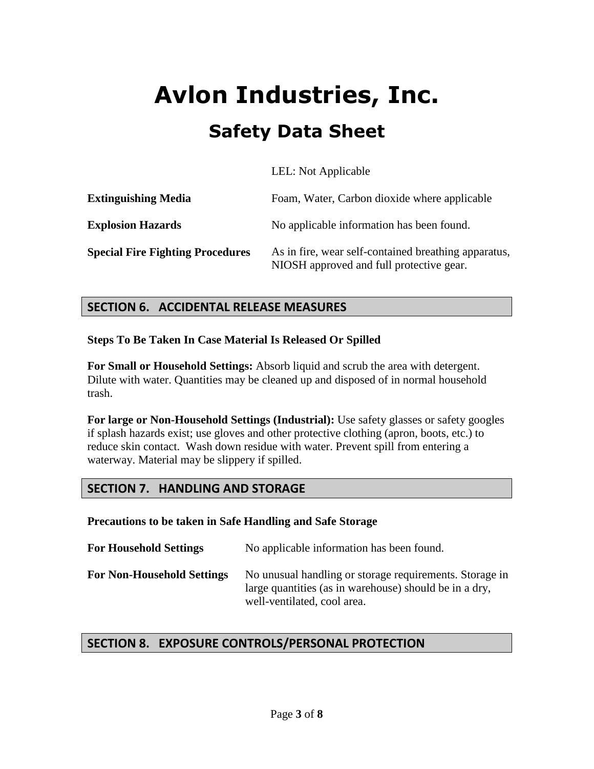LEL: Not Applicable

| | |
|---|---|
| **Extinguishing Media** | Foam, Water, Carbon dioxide where applicable |
| **Explosion Hazards** | No applicable information has been found. |
| **Special Fire Fighting Procedures** | As in fire, wear self-contained breathing apparatus, NIOSH approved and full protective gear. |

## SECTION 6. ACCIDENTAL RELEASE MEASURES

**Steps To Be Taken In Case Material Is Released Or Spilled**

**For Small or Household Settings:** Absorb liquid and scrub the area with detergent. Dilute with water. Quantities may be cleaned up and disposed of in normal household trash.

**For large or Non-Household Settings (Industrial):** Use safety glasses or safety googles if splash hazards exist; use gloves and other protective clothing (apron, boots, etc.) to reduce skin contact. Wash down residue with water. Prevent spill from entering a waterway. Material may be slippery if spilled.

## SECTION 7. HANDLING AND STORAGE

**Precautions to be taken in Safe Handling and Safe Storage**

| | |
|---|---|
| **For Household Settings** | No applicable information has been found. |
| **For Non-Household Settings** | No unusual handling or storage requirements. Storage in large quantities (as in warehouse) should be in a dry, well-ventilated, cool area. |

## SECTION 8. EXPOSURE CONTROLS/PERSONAL PROTECTION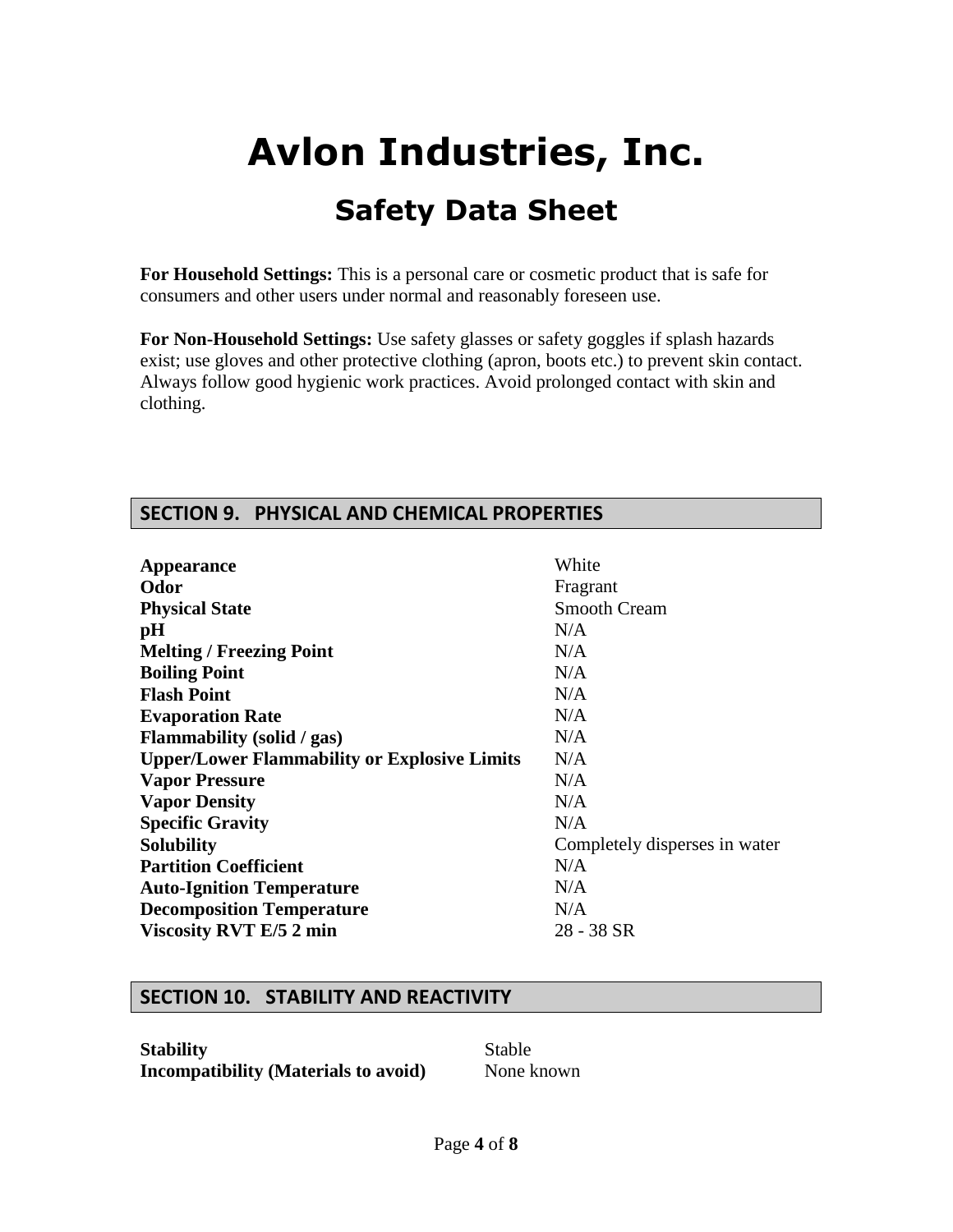# Avlon Industries, Inc.

## Safety Data Sheet

**For Household Settings:** This is a personal care or cosmetic product that is safe for consumers and other users under normal and reasonably foreseen use.

**For Non-Household Settings:** Use safety glasses or safety goggles if splash hazards exist; use gloves and other protective clothing (apron, boots etc.) to prevent skin contact. Always follow good hygienic work practices. Avoid prolonged contact with skin and clothing.

## SECTION 9. PHYSICAL AND CHEMICAL PROPERTIES

| | |
|---|---|
| **Appearance** | White |
| **Odor** | Fragrant |
| **Physical State** | Smooth Cream |
| **pH** | N/A |
| **Melting / Freezing Point** | N/A |
| **Boiling Point** | N/A |
| **Flash Point** | N/A |
| **Evaporation Rate** | N/A |
| **Flammability (solid / gas)** | N/A |
| **Upper/Lower Flammability or Explosive Limits** | N/A |
| **Vapor Pressure** | N/A |
| **Vapor Density** | N/A |
| **Specific Gravity** | N/A |
| **Solubility** | Completely disperses in water |
| **Partition Coefficient** | N/A |
| **Auto-Ignition Temperature** | N/A |
| **Decomposition Temperature** | N/A |
| **Viscosity RVT E/5 2 min** | 28 - 38 SR |

## SECTION 10. STABILITY AND REACTIVITY

| | |
|---|---|
| **Stability** | Stable |
| **Incompatibility (Materials to avoid)** | None known |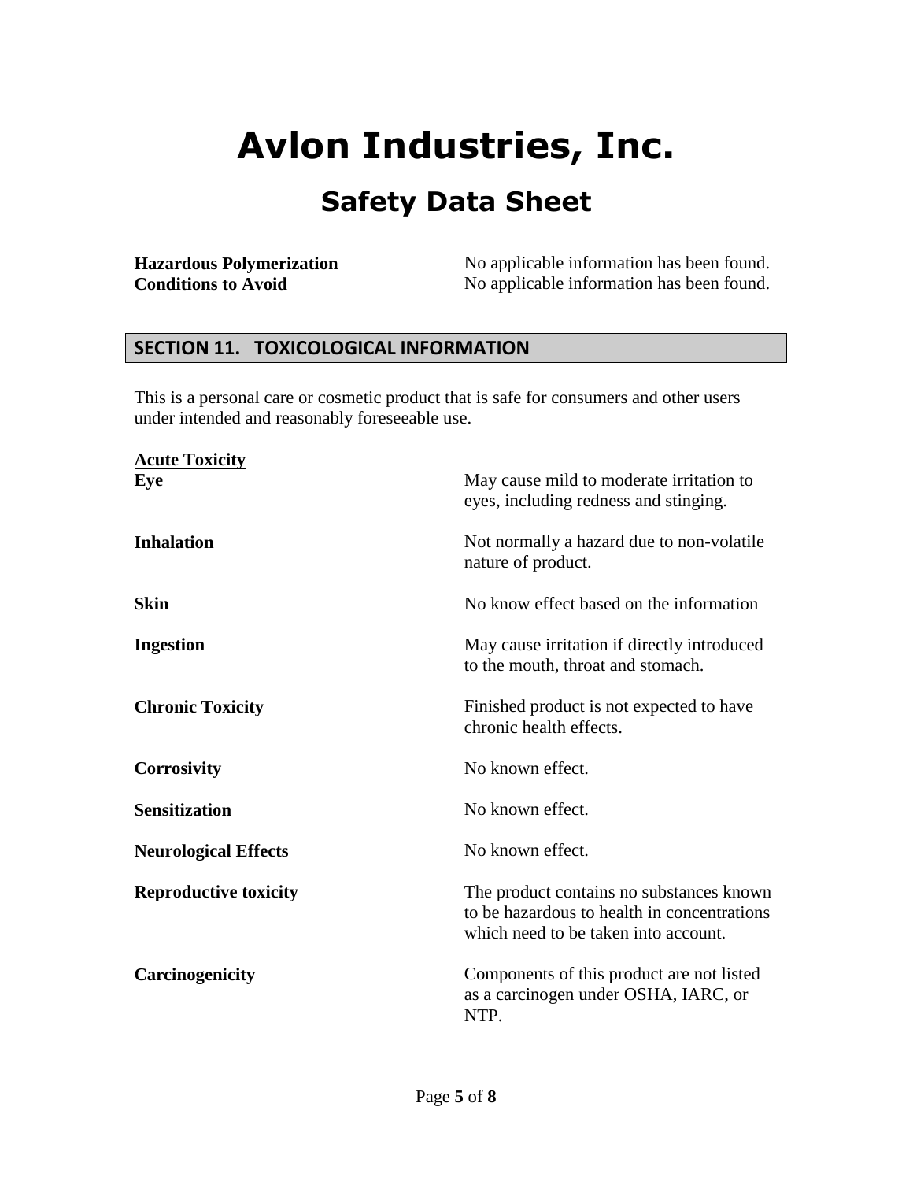# Avlon Industries, Inc.

## Safety Data Sheet

| | |
|---|---|
| **Hazardous Polymerization** | No applicable information has been found. |
| **Conditions to Avoid** | No applicable information has been found. |

## SECTION 11. TOXICOLOGICAL INFORMATION

This is a personal care or cosmetic product that is safe for consumers and other users under intended and reasonably foreseeable use.

**Acute Toxicity**

| | |
|---|---|
| **Eye** | May cause mild to moderate irritation to eyes, including redness and stinging. |
| **Inhalation** | Not normally a hazard due to non-volatile nature of product. |
| **Skin** | No know effect based on the information |
| **Ingestion** | May cause irritation if directly introduced to the mouth, throat and stomach. |
| **Chronic Toxicity** | Finished product is not expected to have chronic health effects. |
| **Corrosivity** | No known effect. |
| **Sensitization** | No known effect. |
| **Neurological Effects** | No known effect. |
| **Reproductive toxicity** | The product contains no substances known to be hazardous to health in concentrations which need to be taken into account. |
| **Carcinogenicity** | Components of this product are not listed as a carcinogen under OSHA, IARC, or NTP. |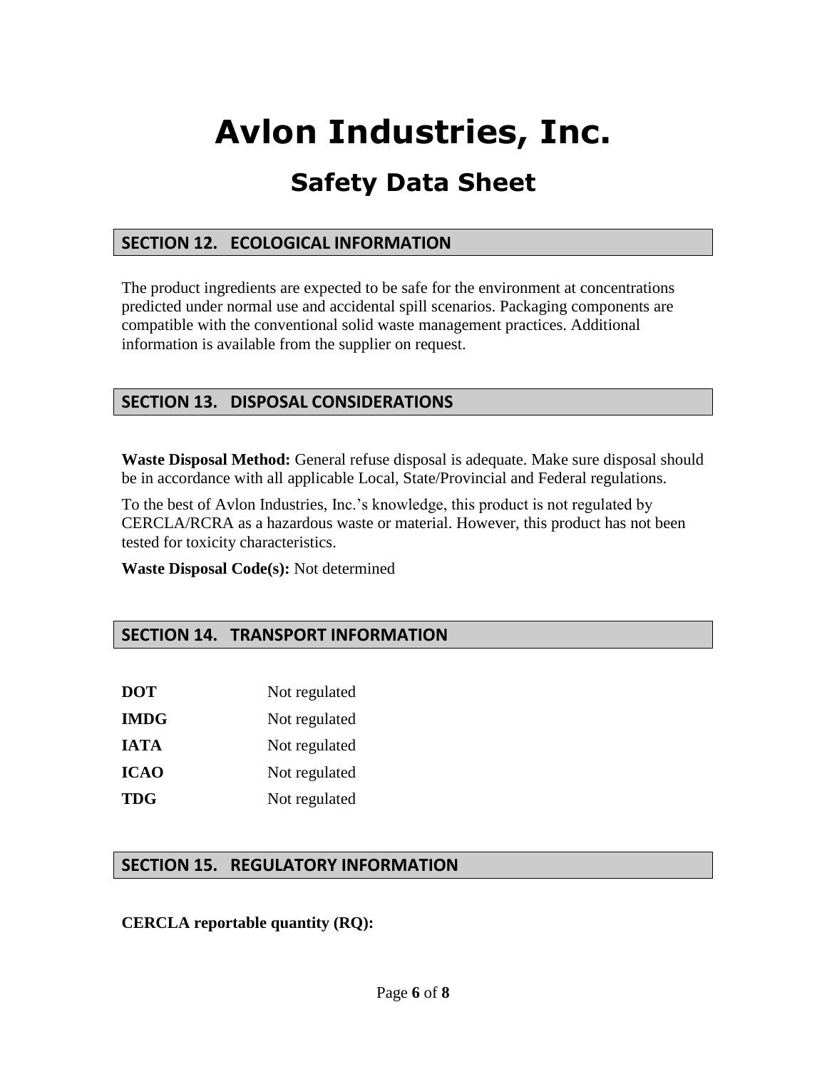# Avlon Industries, Inc.

## Safety Data Sheet

## SECTION 12. ECOLOGICAL INFORMATION

The product ingredients are expected to be safe for the environment at concentrations predicted under normal use and accidental spill scenarios. Packaging components are compatible with the conventional solid waste management practices. Additional information is available from the supplier on request.

## SECTION 13. DISPOSAL CONSIDERATIONS

**Waste Disposal Method:** General refuse disposal is adequate. Make sure disposal should be in accordance with all applicable Local, State/Provincial and Federal regulations.

To the best of Avlon Industries, Inc.'s knowledge, this product is not regulated by CERCLA/RCRA as a hazardous waste or material. However, this product has not been tested for toxicity characteristics.

**Waste Disposal Code(s):** Not determined

## SECTION 14. TRANSPORT INFORMATION

| | |
|---|---|
| **DOT** | Not regulated |
| **IMDG** | Not regulated |
| **IATA** | Not regulated |
| **ICAO** | Not regulated |
| **TDG** | Not regulated |

## SECTION 15. REGULATORY INFORMATION

**CERCLA reportable quantity (RQ):**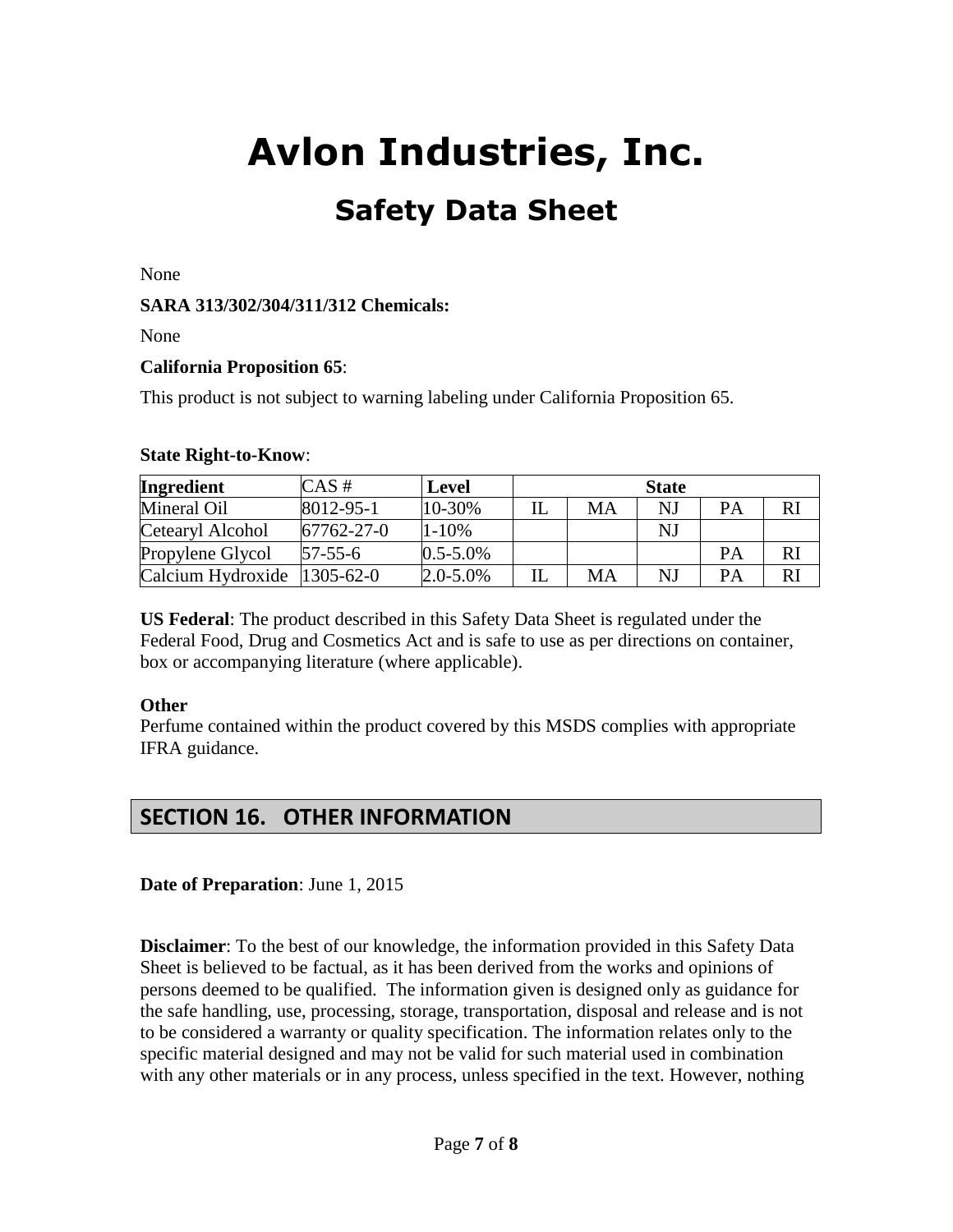# Avlon Industries, Inc.

## Safety Data Sheet

None

**SARA 313/302/304/311/312 Chemicals:**

None

**California Proposition 65**:

This product is not subject to warning labeling under California Proposition 65.

**State Right-to-Know**:

| Ingredient | CAS # | Level | State | | | | |
|---|---|---|---|---|---|---|---|
| Mineral Oil | 8012-95-1 | 10-30% | IL | MA | NJ | PA | RI |
| Cetearyl Alcohol | 67762-27-0 | 1-10% | | | NJ | | |
| Propylene Glycol | 57-55-6 | 0.5-5.0% | | | | PA | RI |
| Calcium Hydroxide | 1305-62-0 | 2.0-5.0% | IL | MA | NJ | PA | RI |

**US Federal**: The product described in this Safety Data Sheet is regulated under the Federal Food, Drug and Cosmetics Act and is safe to use as per directions on container, box or accompanying literature (where applicable).

**Other**
Perfume contained within the product covered by this MSDS complies with appropriate IFRA guidance.

## SECTION 16. OTHER INFORMATION

**Date of Preparation**: June 1, 2015

**Disclaimer**: To the best of our knowledge, the information provided in this Safety Data Sheet is believed to be factual, as it has been derived from the works and opinions of persons deemed to be qualified. The information given is designed only as guidance for the safe handling, use, processing, storage, transportation, disposal and release and is not to be considered a warranty or quality specification. The information relates only to the specific material designed and may not be valid for such material used in combination with any other materials or in any process, unless specified in the text. However, nothing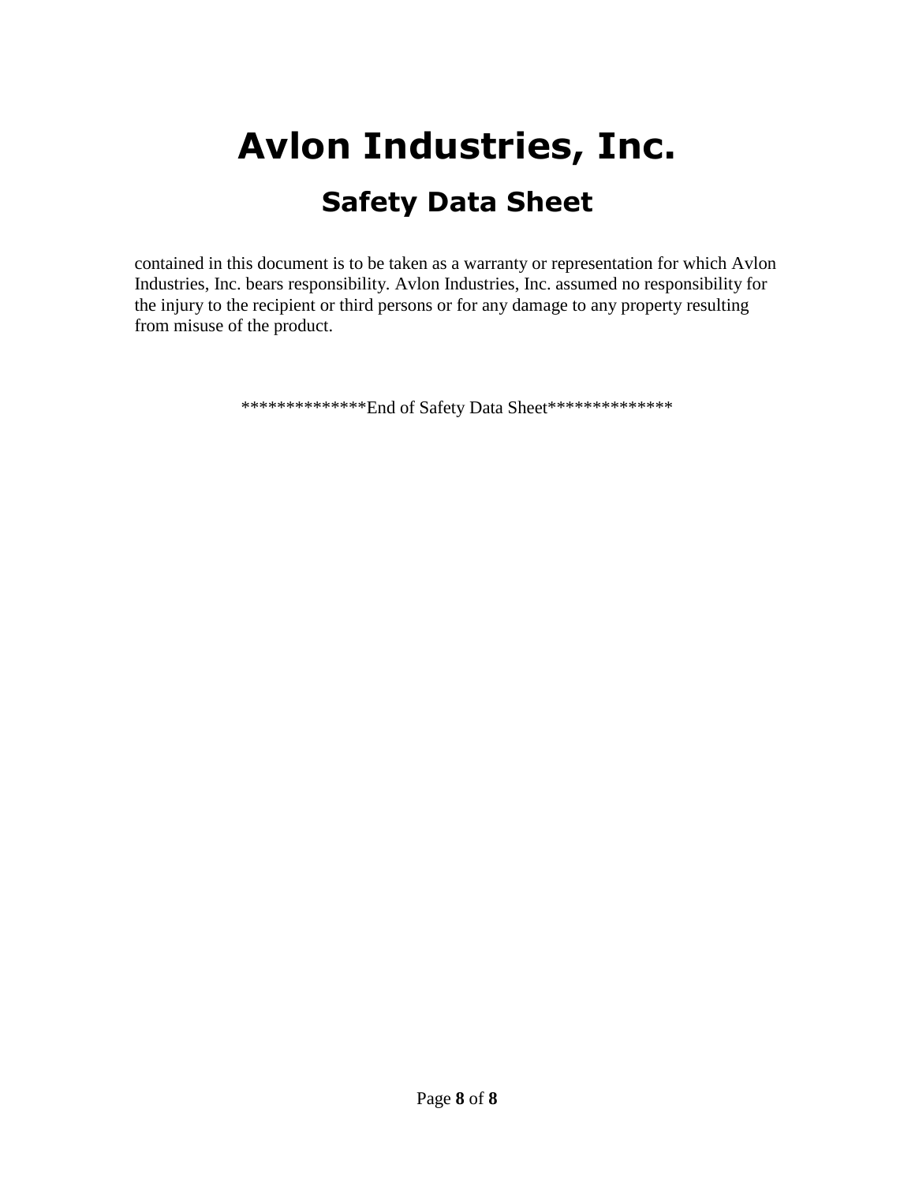contained in this document is to be taken as a warranty or representation for which Avlon Industries, Inc. bears responsibility. Avlon Industries, Inc. assumed no responsibility for the injury to the recipient or third persons or for any damage to any property resulting from misuse of the product.

**************End of Safety Data Sheet**************